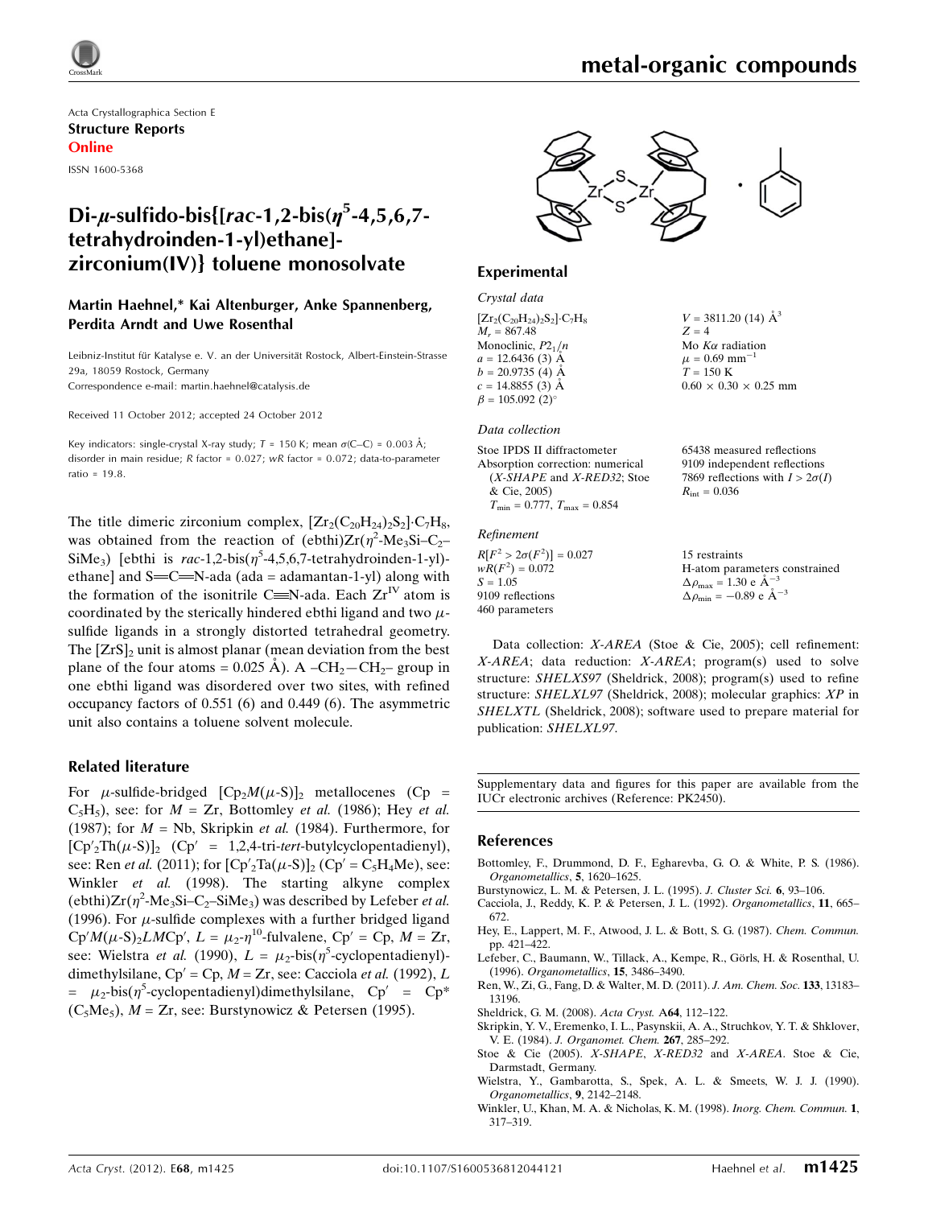Acta Crystallographica Section E
**Structure Reports**
**Online**

ISSN 1600-5368

# Di-μ-sulfido-bis{[*rac*-1,2-bis($\eta^5$-4,5,6,7-tetrahydroinden-1-yl)ethane]-zirconium(IV)} toluene monosolvate

**Martin Haehnel,* Kai Altenburger, Anke Spannenberg, Perdita Arndt and Uwe Rosenthal**

Leibniz-Institut für Katalyse e. V. an der Universität Rostock, Albert-Einstein-Strasse 29a, 18059 Rostock, Germany
Correspondence e-mail: martin.haehnel@catalysis.de

Received 11 October 2012; accepted 24 October 2012

Key indicators: single-crystal X-ray study; $T$ = 150 K; mean $\sigma$(C–C) = 0.003 Å; disorder in main residue; $R$ factor = 0.027; $wR$ factor = 0.072; data-to-parameter ratio = 19.8.

The title dimeric zirconium complex, $[Zr_2(C_{20}H_{24})_2S_2]\cdot C_7H_8$, was obtained from the reaction of (ebthi)Zr($\eta^2$-Me$_3$Si–C$_2$–SiMe$_3$) [ebthi is *rac*-1,2-bis($\eta^5$-4,5,6,7-tetrahydroinden-1-yl)-ethane] and S=C=N-ada (ada = adamantan-1-yl) along with the formation of the isonitrile C≡N-ada. Each $Zr^{IV}$ atom is coordinated by the sterically hindered ebthi ligand and two μ-sulfide ligands in a strongly distorted tetrahedral geometry. The $[ZrS]_2$ unit is almost planar (mean deviation from the best plane of the four atoms = 0.025 Å). A –CH$_2$—CH$_2$– group in one ebthi ligand was disordered over two sites, with refined occupancy factors of 0.551 (6) and 0.449 (6). The asymmetric unit also contains a toluene solvent molecule.

## Related literature

For μ-sulfide-bridged $[Cp_2M(\mu\text{-}S)]_2$ metallocenes (Cp = $C_5H_5$), see: for $M$ = Zr, Bottomley *et al.* (1986); Hey *et al.* (1987); for $M$ = Nb, Skripkin *et al.* (1984). Furthermore, for $[Cp'_2Th(\mu\text{-}S)]_2$ (Cp′ = 1,2,4-tri-*tert*-butylcyclopentadienyl), see: Ren *et al.* (2011); for $[Cp'_2Ta(\mu\text{-}S)]_2$ (Cp′ = $C_5H_4$Me), see: Winkler *et al.* (1998). The starting alkyne complex (ebthi)Zr($\eta^2$-Me$_3$Si–C$_2$–SiMe$_3$) was described by Lefeber *et al.* (1996). For μ-sulfide complexes with a further bridged ligand Cp′$M$(μ-S)$_2$$LM$Cp′, $L$ = $\mu_2$-$\eta^{10}$-fulvalene, Cp′ = Cp, $M$ = Zr, see: Wielstra *et al.* (1990), $L$ = $\mu_2$-bis($\eta^5$-cyclopentadienyl)-dimethylsilane, Cp′ = Cp, $M$ = Zr, see: Cacciola *et al.* (1992), $L$ = $\mu_2$-bis($\eta^5$-cyclopentadienyl)dimethylsilane, Cp′ = Cp* ($C_5Me_5$), $M$ = Zr, see: Burstynowicz & Petersen (1995).

## Experimental

### Crystal data

$[Zr_2(C_{20}H_{24})_2S_2]\cdot C_7H_8$
$M_r$ = 867.48
Monoclinic, $P2_1/n$
$a$ = 12.6436 (3) Å
$b$ = 20.9735 (4) Å
$c$ = 14.8855 (3) Å
$\beta$ = 105.092 (2)°
$V$ = 3811.20 (14) Å$^3$
$Z$ = 4
Mo $K\alpha$ radiation
$\mu$ = 0.69 mm$^{-1}$
$T$ = 150 K
0.60 × 0.30 × 0.25 mm

### Data collection

Stoe IPDS II diffractometer
Absorption correction: numerical (*X-SHAPE* and *X-RED32*; Stoe & Cie, 2005)
$T_{min}$ = 0.777, $T_{max}$ = 0.854
65438 measured reflections
9109 independent reflections
7869 reflections with $I > 2\sigma(I)$
$R_{int}$ = 0.036

### Refinement

$R[F^2 > 2\sigma(F^2)]$ = 0.027
$wR(F^2)$ = 0.072
$S$ = 1.05
9109 reflections
460 parameters
15 restraints
H-atom parameters constrained
$\Delta\rho_{max}$ = 1.30 e Å$^{-3}$
$\Delta\rho_{min}$ = −0.89 e Å$^{-3}$

Data collection: *X-AREA* (Stoe & Cie, 2005); cell refinement: *X-AREA*; data reduction: *X-AREA*; program(s) used to solve structure: *SHELXS97* (Sheldrick, 2008); program(s) used to refine structure: *SHELXL97* (Sheldrick, 2008); molecular graphics: *XP* in *SHELXTL* (Sheldrick, 2008); software used to prepare material for publication: *SHELXL97*.

Supplementary data and figures for this paper are available from the IUCr electronic archives (Reference: PK2450).

## References

Bottomley, F., Drummond, D. F., Egharevba, G. O. & White, P. S. (1986). *Organometallics*, **5**, 1620–1625.
Burstynowicz, L. M. & Petersen, J. L. (1995). *J. Cluster Sci.* **6**, 93–106.
Cacciola, J., Reddy, K. P. & Petersen, J. L. (1992). *Organometallics*, **11**, 665–672.
Hey, E., Lappert, M. F., Atwood, J. L. & Bott, S. G. (1987). *Chem. Commun.* pp. 421–422.
Lefeber, C., Baumann, W., Tillack, A., Kempe, R., Görls, H. & Rosenthal, U. (1996). *Organometallics*, **15**, 3486–3490.
Ren, W., Zi, G., Fang, D. & Walter, M. D. (2011). *J. Am. Chem. Soc.* **133**, 13183–13196.
Sheldrick, G. M. (2008). *Acta Cryst.* A**64**, 112–122.
Skripkin, Y. V., Eremenko, I. L., Pasynskii, A. A., Struchkov, Y. T. & Shklover, V. E. (1984). *J. Organomet. Chem.* **267**, 285–292.
Stoe & Cie (2005). *X-SHAPE*, *X-RED32* and *X-AREA*. Stoe & Cie, Darmstadt, Germany.
Wielstra, Y., Gambarotta, S., Spek, A. L. & Smeets, W. J. J. (1990). *Organometallics*, **9**, 2142–2148.
Winkler, U., Khan, M. A. & Nicholas, K. M. (1998). *Inorg. Chem. Commun.* **1**, 317–319.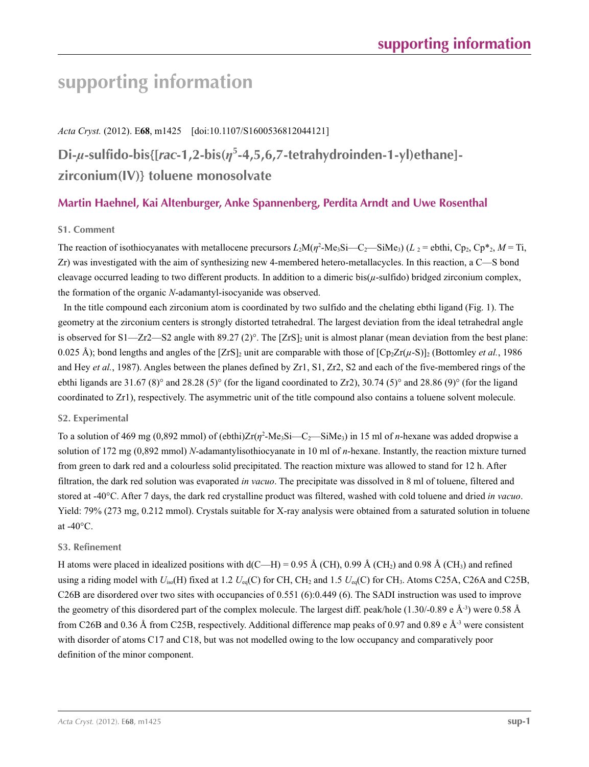# supporting information

*Acta Cryst.* (2012). E**68**, m1425    [doi:10.1107/S1600536812044121]

## Di-$\mu$-sulfido-bis{[*rac*-1,2-bis($\eta^5$-4,5,6,7-tetrahydroinden-1-yl)ethane]-zirconium(IV)} toluene monosolvate

### Martin Haehnel, Kai Altenburger, Anke Spannenberg, Perdita Arndt and Uwe Rosenthal

### S1. Comment

The reaction of isothiocyanates with metallocene precursors $L_2$M($\eta^2$-Me$_3$Si—C$_2$—SiMe$_3$) ($L_2$ = ebthi, Cp$_2$, Cp*$_2$, *M* = Ti, Zr) was investigated with the aim of synthesizing new 4-membered hetero-metallacycles. In this reaction, a C—S bond cleavage occurred leading to two different products. In addition to a dimeric bis($\mu$-sulfido) bridged zirconium complex, the formation of the organic *N*-adamantyl-isocyanide was observed.

In the title compound each zirconium atom is coordinated by two sulfido and the chelating ebthi ligand (Fig. 1). The geometry at the zirconium centers is strongly distorted tetrahedral. The largest deviation from the ideal tetrahedral angle is observed for S1—Zr2—S2 angle with 89.27 (2)°. The [ZrS]$_2$ unit is almost planar (mean deviation from the best plane: 0.025 Å); bond lengths and angles of the [ZrS]$_2$ unit are comparable with those of [Cp$_2$Zr($\mu$-S)]$_2$ (Bottomley *et al.*, 1986 and Hey *et al.*, 1987). Angles between the planes defined by Zr1, S1, Zr2, S2 and each of the five-membered rings of the ebthi ligands are 31.67 (8)° and 28.28 (5)° (for the ligand coordinated to Zr2), 30.74 (5)° and 28.86 (9)° (for the ligand coordinated to Zr1), respectively. The asymmetric unit of the title compound also contains a toluene solvent molecule.

### S2. Experimental

To a solution of 469 mg (0,892 mmol) of (ebthi)Zr($\eta^2$-Me$_3$Si—C$_2$—SiMe$_3$) in 15 ml of *n*-hexane was added dropwise a solution of 172 mg (0,892 mmol) *N*-adamantylisothiocyanate in 10 ml of *n*-hexane. Instantly, the reaction mixture turned from green to dark red and a colourless solid precipitated. The reaction mixture was allowed to stand for 12 h. After filtration, the dark red solution was evaporated *in vacuo*. The precipitate was dissolved in 8 ml of toluene, filtered and stored at -40°C. After 7 days, the dark red crystalline product was filtered, washed with cold toluene and dried *in vacuo*. Yield: 79% (273 mg, 0.212 mmol). Crystals suitable for X-ray analysis were obtained from a saturated solution in toluene at -40°C.

### S3. Refinement

H atoms were placed in idealized positions with d(C—H) = 0.95 Å (CH), 0.99 Å (CH$_2$) and 0.98 Å (CH$_3$) and refined using a riding model with $U_{iso}$(H) fixed at 1.2 $U_{eq}$(C) for CH, CH$_2$ and 1.5 $U_{eq}$(C) for CH$_3$. Atoms C25A, C26A and C25B, C26B are disordered over two sites with occupancies of 0.551 (6):0.449 (6). The SADI instruction was used to improve the geometry of this disordered part of the complex molecule. The largest diff. peak/hole (1.30/-0.89 e Å$^{-3}$) were 0.58 Å from C26B and 0.36 Å from C25B, respectively. Additional difference map peaks of 0.97 and 0.89 e Å$^{-3}$ were consistent with disorder of atoms C17 and C18, but was not modelled owing to the low occupancy and comparatively poor definition of the minor component.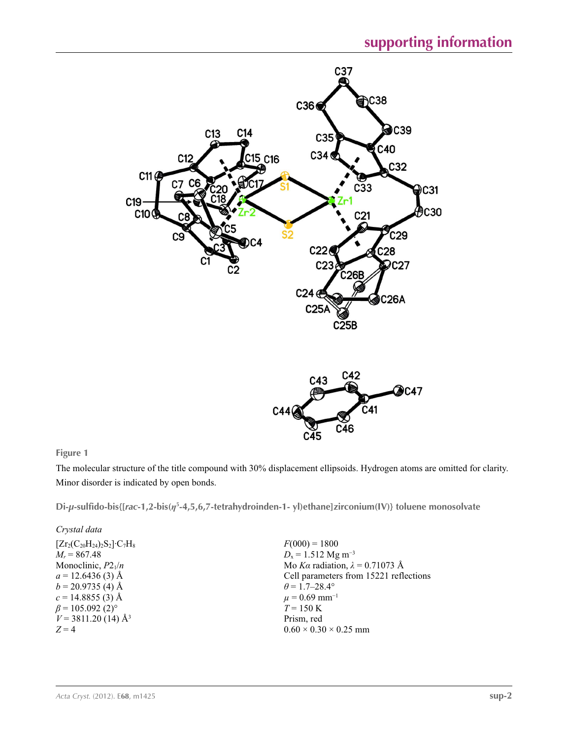**Figure 1**

The molecular structure of the title compound with 30% displacement ellipsoids. Hydrogen atoms are omitted for clarity. Minor disorder is indicated by open bonds.

**Di-μ-sulfido-bis{[*rac*-1,2-bis($\eta^5$-4,5,6,7-tetrahydroinden-1- yl)ethane]zirconium(IV)} toluene monosolvate**

*Crystal data*

| | |
|---|---|
| $[Zr_2(C_{20}H_{24})_2S_2]·C_7H_8$ | $F(000) = 1800$ |
| $M_r = 867.48$ | $D_x = 1.512$ Mg m$^{-3}$ |
| Monoclinic, $P2_1/n$ | Mo $K\alpha$ radiation, $\lambda = 0.71073$ Å |
| $a = 12.6436$ (3) Å | Cell parameters from 15221 reflections |
| $b = 20.9735$ (4) Å | $\theta = 1.7$–$28.4°$ |
| $c = 14.8855$ (3) Å | $\mu = 0.69$ mm$^{-1}$ |
| $\beta = 105.092$ (2)° | $T = 150$ K |
| $V = 3811.20$ (14) Å$^3$ | Prism, red |
| $Z = 4$ | $0.60 \times 0.30 \times 0.25$ mm |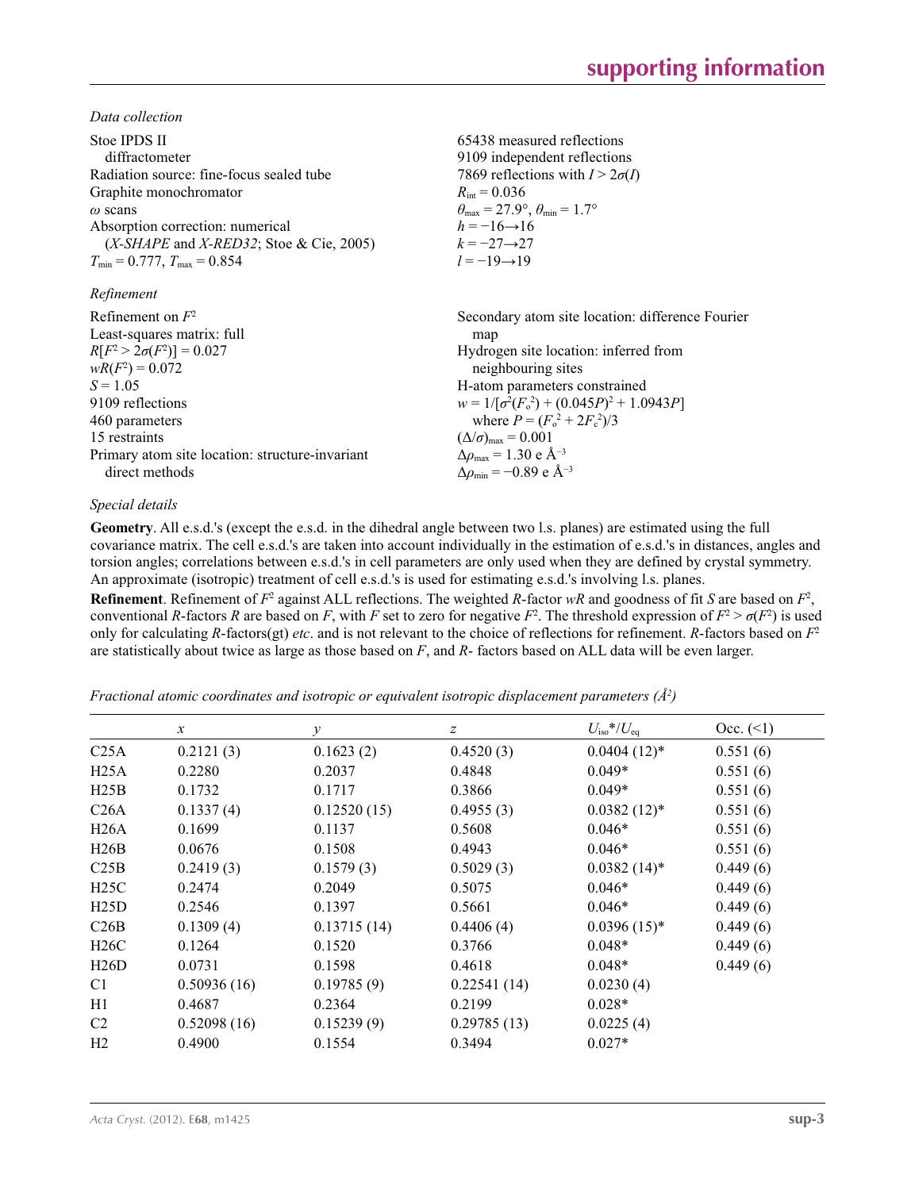*Data collection*

| | |
|---|---|
| Stoe IPDS II diffractometer | 65438 measured reflections |
| Radiation source: fine-focus sealed tube | 9109 independent reflections |
| Graphite monochromator | 7869 reflections with $I > 2\sigma(I)$ |
| ω scans | $R_{int} = 0.036$ |
| Absorption correction: numerical (*X-SHAPE* and *X-RED32*; Stoe & Cie, 2005) | $\theta_{max} = 27.9°$, $\theta_{min} = 1.7°$ |
| $T_{min} = 0.777$, $T_{max} = 0.854$ | $h = -16 \rightarrow 16$ |
| | $k = -27 \rightarrow 27$ |
| | $l = -19 \rightarrow 19$ |

*Refinement*

| | |
|---|---|
| Refinement on $F^2$ | Secondary atom site location: difference Fourier map |
| Least-squares matrix: full | Hydrogen site location: inferred from neighbouring sites |
| $R[F^2 > 2\sigma(F^2)] = 0.027$ | H-atom parameters constrained |
| $wR(F^2) = 0.072$ | $w = 1/[\sigma^2(F_o^2) + (0.045P)^2 + 1.0943P]$ where $P = (F_o^2 + 2F_c^2)/3$ |
| $S = 1.05$ | $(\Delta/\sigma)_{max} = 0.001$ |
| 9109 reflections | $\Delta\rho_{max} = 1.30$ e Å$^{-3}$ |
| 460 parameters | $\Delta\rho_{min} = -0.89$ e Å$^{-3}$ |
| 15 restraints | |
| Primary atom site location: structure-invariant direct methods | |

*Special details*

**Geometry**. All e.s.d.'s (except the e.s.d. in the dihedral angle between two l.s. planes) are estimated using the full covariance matrix. The cell e.s.d.'s are taken into account individually in the estimation of e.s.d.'s in distances, angles and torsion angles; correlations between e.s.d.'s in cell parameters are only used when they are defined by crystal symmetry. An approximate (isotropic) treatment of cell e.s.d.'s is used for estimating e.s.d.'s involving l.s. planes.

**Refinement**. Refinement of $F^2$ against ALL reflections. The weighted $R$-factor $wR$ and goodness of fit $S$ are based on $F^2$, conventional $R$-factors $R$ are based on $F$, with $F$ set to zero for negative $F^2$. The threshold expression of $F^2 > \sigma(F^2)$ is used only for calculating $R$-factors(gt) *etc*. and is not relevant to the choice of reflections for refinement. $R$-factors based on $F^2$ are statistically about twice as large as those based on $F$, and $R$- factors based on ALL data will be even larger.

*Fractional atomic coordinates and isotropic or equivalent isotropic displacement parameters (Å$^2$)*

| | $x$ | $y$ | $z$ | $U_{iso}$\*/$U_{eq}$ | Occ. (<1) |
|---|---|---|---|---|---|
| C25A | 0.2121 (3) | 0.1623 (2) | 0.4520 (3) | 0.0404 (12)* | 0.551 (6) |
| H25A | 0.2280 | 0.2037 | 0.4848 | 0.049* | 0.551 (6) |
| H25B | 0.1732 | 0.1717 | 0.3866 | 0.049* | 0.551 (6) |
| C26A | 0.1337 (4) | 0.12520 (15) | 0.4955 (3) | 0.0382 (12)* | 0.551 (6) |
| H26A | 0.1699 | 0.1137 | 0.5608 | 0.046* | 0.551 (6) |
| H26B | 0.0676 | 0.1508 | 0.4943 | 0.046* | 0.551 (6) |
| C25B | 0.2419 (3) | 0.1579 (3) | 0.5029 (3) | 0.0382 (14)* | 0.449 (6) |
| H25C | 0.2474 | 0.2049 | 0.5075 | 0.046* | 0.449 (6) |
| H25D | 0.2546 | 0.1397 | 0.5661 | 0.046* | 0.449 (6) |
| C26B | 0.1309 (4) | 0.13715 (14) | 0.4406 (4) | 0.0396 (15)* | 0.449 (6) |
| H26C | 0.1264 | 0.1520 | 0.3766 | 0.048* | 0.449 (6) |
| H26D | 0.0731 | 0.1598 | 0.4618 | 0.048* | 0.449 (6) |
| C1 | 0.50936 (16) | 0.19785 (9) | 0.22541 (14) | 0.0230 (4) | |
| H1 | 0.4687 | 0.2364 | 0.2199 | 0.028* | |
| C2 | 0.52098 (16) | 0.15239 (9) | 0.29785 (13) | 0.0225 (4) | |
| H2 | 0.4900 | 0.1554 | 0.3494 | 0.027* | |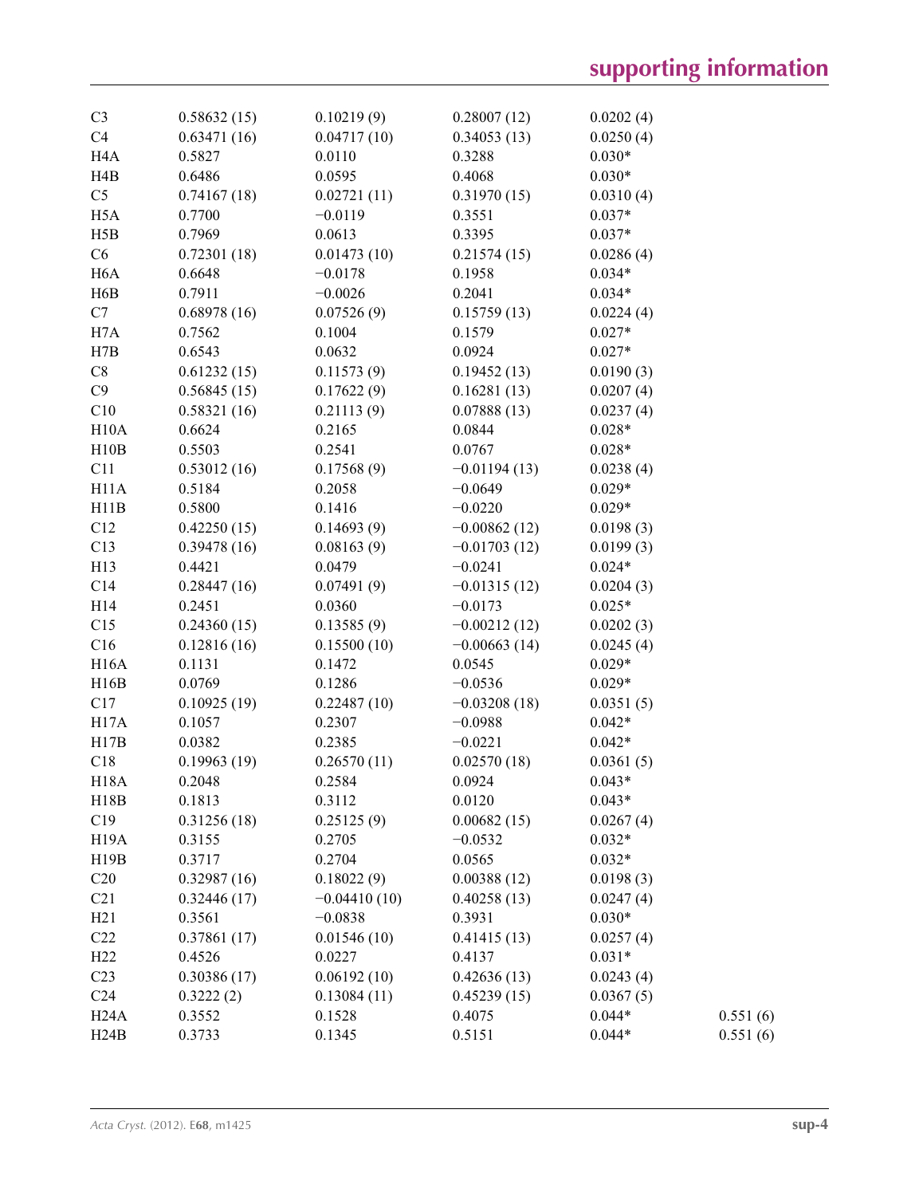| | | | | | |
|---|---|---|---|---|---|
| C3 | 0.58632 (15) | 0.10219 (9) | 0.28007 (12) | 0.0202 (4) | |
| C4 | 0.63471 (16) | 0.04717 (10) | 0.34053 (13) | 0.0250 (4) | |
| H4A | 0.5827 | 0.0110 | 0.3288 | 0.030* | |
| H4B | 0.6486 | 0.0595 | 0.4068 | 0.030* | |
| C5 | 0.74167 (18) | 0.02721 (11) | 0.31970 (15) | 0.0310 (4) | |
| H5A | 0.7700 | −0.0119 | 0.3551 | 0.037* | |
| H5B | 0.7969 | 0.0613 | 0.3395 | 0.037* | |
| C6 | 0.72301 (18) | 0.01473 (10) | 0.21574 (15) | 0.0286 (4) | |
| H6A | 0.6648 | −0.0178 | 0.1958 | 0.034* | |
| H6B | 0.7911 | −0.0026 | 0.2041 | 0.034* | |
| C7 | 0.68978 (16) | 0.07526 (9) | 0.15759 (13) | 0.0224 (4) | |
| H7A | 0.7562 | 0.1004 | 0.1579 | 0.027* | |
| H7B | 0.6543 | 0.0632 | 0.0924 | 0.027* | |
| C8 | 0.61232 (15) | 0.11573 (9) | 0.19452 (13) | 0.0190 (3) | |
| C9 | 0.56845 (15) | 0.17622 (9) | 0.16281 (13) | 0.0207 (4) | |
| C10 | 0.58321 (16) | 0.21113 (9) | 0.07888 (13) | 0.0237 (4) | |
| H10A | 0.6624 | 0.2165 | 0.0844 | 0.028* | |
| H10B | 0.5503 | 0.2541 | 0.0767 | 0.028* | |
| C11 | 0.53012 (16) | 0.17568 (9) | −0.01194 (13) | 0.0238 (4) | |
| H11A | 0.5184 | 0.2058 | −0.0649 | 0.029* | |
| H11B | 0.5800 | 0.1416 | −0.0220 | 0.029* | |
| C12 | 0.42250 (15) | 0.14693 (9) | −0.00862 (12) | 0.0198 (3) | |
| C13 | 0.39478 (16) | 0.08163 (9) | −0.01703 (12) | 0.0199 (3) | |
| H13 | 0.4421 | 0.0479 | −0.0241 | 0.024* | |
| C14 | 0.28447 (16) | 0.07491 (9) | −0.01315 (12) | 0.0204 (3) | |
| H14 | 0.2451 | 0.0360 | −0.0173 | 0.025* | |
| C15 | 0.24360 (15) | 0.13585 (9) | −0.00212 (12) | 0.0202 (3) | |
| C16 | 0.12816 (16) | 0.15500 (10) | −0.00663 (14) | 0.0245 (4) | |
| H16A | 0.1131 | 0.1472 | 0.0545 | 0.029* | |
| H16B | 0.0769 | 0.1286 | −0.0536 | 0.029* | |
| C17 | 0.10925 (19) | 0.22487 (10) | −0.03208 (18) | 0.0351 (5) | |
| H17A | 0.1057 | 0.2307 | −0.0988 | 0.042* | |
| H17B | 0.0382 | 0.2385 | −0.0221 | 0.042* | |
| C18 | 0.19963 (19) | 0.26570 (11) | 0.02570 (18) | 0.0361 (5) | |
| H18A | 0.2048 | 0.2584 | 0.0924 | 0.043* | |
| H18B | 0.1813 | 0.3112 | 0.0120 | 0.043* | |
| C19 | 0.31256 (18) | 0.25125 (9) | 0.00682 (15) | 0.0267 (4) | |
| H19A | 0.3155 | 0.2705 | −0.0532 | 0.032* | |
| H19B | 0.3717 | 0.2704 | 0.0565 | 0.032* | |
| C20 | 0.32987 (16) | 0.18022 (9) | 0.00388 (12) | 0.0198 (3) | |
| C21 | 0.32446 (17) | −0.04410 (10) | 0.40258 (13) | 0.0247 (4) | |
| H21 | 0.3561 | −0.0838 | 0.3931 | 0.030* | |
| C22 | 0.37861 (17) | 0.01546 (10) | 0.41415 (13) | 0.0257 (4) | |
| H22 | 0.4526 | 0.0227 | 0.4137 | 0.031* | |
| C23 | 0.30386 (17) | 0.06192 (10) | 0.42636 (13) | 0.0243 (4) | |
| C24 | 0.3222 (2) | 0.13084 (11) | 0.45239 (15) | 0.0367 (5) | |
| H24A | 0.3552 | 0.1528 | 0.4075 | 0.044* | 0.551 (6) |
| H24B | 0.3733 | 0.1345 | 0.5151 | 0.044* | 0.551 (6) |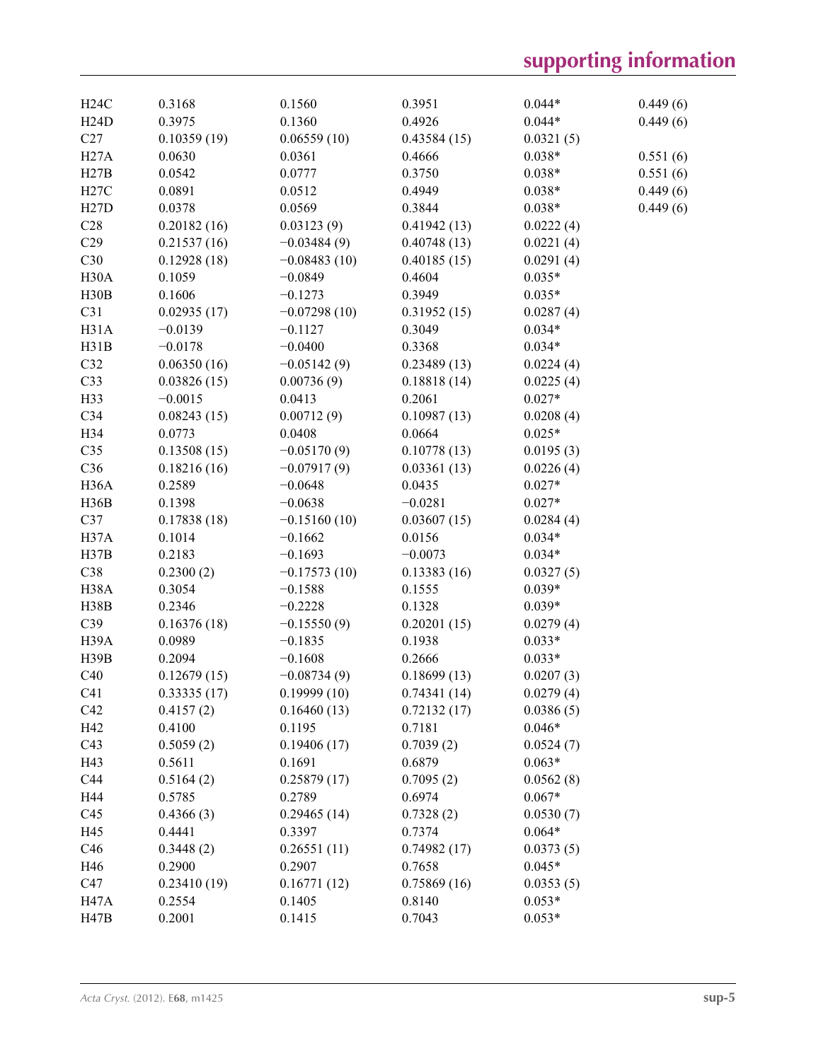| | | | | | |
|---|---|---|---|---|---|
| H24C | 0.3168 | 0.1560 | 0.3951 | 0.044* | 0.449 (6) |
| H24D | 0.3975 | 0.1360 | 0.4926 | 0.044* | 0.449 (6) |
| C27 | 0.10359 (19) | 0.06559 (10) | 0.43584 (15) | 0.0321 (5) | |
| H27A | 0.0630 | 0.0361 | 0.4666 | 0.038* | 0.551 (6) |
| H27B | 0.0542 | 0.0777 | 0.3750 | 0.038* | 0.551 (6) |
| H27C | 0.0891 | 0.0512 | 0.4949 | 0.038* | 0.449 (6) |
| H27D | 0.0378 | 0.0569 | 0.3844 | 0.038* | 0.449 (6) |
| C28 | 0.20182 (16) | 0.03123 (9) | 0.41942 (13) | 0.0222 (4) | |
| C29 | 0.21537 (16) | −0.03484 (9) | 0.40748 (13) | 0.0221 (4) | |
| C30 | 0.12928 (18) | −0.08483 (10) | 0.40185 (15) | 0.0291 (4) | |
| H30A | 0.1059 | −0.0849 | 0.4604 | 0.035* | |
| H30B | 0.1606 | −0.1273 | 0.3949 | 0.035* | |
| C31 | 0.02935 (17) | −0.07298 (10) | 0.31952 (15) | 0.0287 (4) | |
| H31A | −0.0139 | −0.1127 | 0.3049 | 0.034* | |
| H31B | −0.0178 | −0.0400 | 0.3368 | 0.034* | |
| C32 | 0.06350 (16) | −0.05142 (9) | 0.23489 (13) | 0.0224 (4) | |
| C33 | 0.03826 (15) | 0.00736 (9) | 0.18818 (14) | 0.0225 (4) | |
| H33 | −0.0015 | 0.0413 | 0.2061 | 0.027* | |
| C34 | 0.08243 (15) | 0.00712 (9) | 0.10987 (13) | 0.0208 (4) | |
| H34 | 0.0773 | 0.0408 | 0.0664 | 0.025* | |
| C35 | 0.13508 (15) | −0.05170 (9) | 0.10778 (13) | 0.0195 (3) | |
| C36 | 0.18216 (16) | −0.07917 (9) | 0.03361 (13) | 0.0226 (4) | |
| H36A | 0.2589 | −0.0648 | 0.0435 | 0.027* | |
| H36B | 0.1398 | −0.0638 | −0.0281 | 0.027* | |
| C37 | 0.17838 (18) | −0.15160 (10) | 0.03607 (15) | 0.0284 (4) | |
| H37A | 0.1014 | −0.1662 | 0.0156 | 0.034* | |
| H37B | 0.2183 | −0.1693 | −0.0073 | 0.034* | |
| C38 | 0.2300 (2) | −0.17573 (10) | 0.13383 (16) | 0.0327 (5) | |
| H38A | 0.3054 | −0.1588 | 0.1555 | 0.039* | |
| H38B | 0.2346 | −0.2228 | 0.1328 | 0.039* | |
| C39 | 0.16376 (18) | −0.15550 (9) | 0.20201 (15) | 0.0279 (4) | |
| H39A | 0.0989 | −0.1835 | 0.1938 | 0.033* | |
| H39B | 0.2094 | −0.1608 | 0.2666 | 0.033* | |
| C40 | 0.12679 (15) | −0.08734 (9) | 0.18699 (13) | 0.0207 (3) | |
| C41 | 0.33335 (17) | 0.19999 (10) | 0.74341 (14) | 0.0279 (4) | |
| C42 | 0.4157 (2) | 0.16460 (13) | 0.72132 (17) | 0.0386 (5) | |
| H42 | 0.4100 | 0.1195 | 0.7181 | 0.046* | |
| C43 | 0.5059 (2) | 0.19406 (17) | 0.7039 (2) | 0.0524 (7) | |
| H43 | 0.5611 | 0.1691 | 0.6879 | 0.063* | |
| C44 | 0.5164 (2) | 0.25879 (17) | 0.7095 (2) | 0.0562 (8) | |
| H44 | 0.5785 | 0.2789 | 0.6974 | 0.067* | |
| C45 | 0.4366 (3) | 0.29465 (14) | 0.7328 (2) | 0.0530 (7) | |
| H45 | 0.4441 | 0.3397 | 0.7374 | 0.064* | |
| C46 | 0.3448 (2) | 0.26551 (11) | 0.74982 (17) | 0.0373 (5) | |
| H46 | 0.2900 | 0.2907 | 0.7658 | 0.045* | |
| C47 | 0.23410 (19) | 0.16771 (12) | 0.75869 (16) | 0.0353 (5) | |
| H47A | 0.2554 | 0.1405 | 0.8140 | 0.053* | |
| H47B | 0.2001 | 0.1415 | 0.7043 | 0.053* | |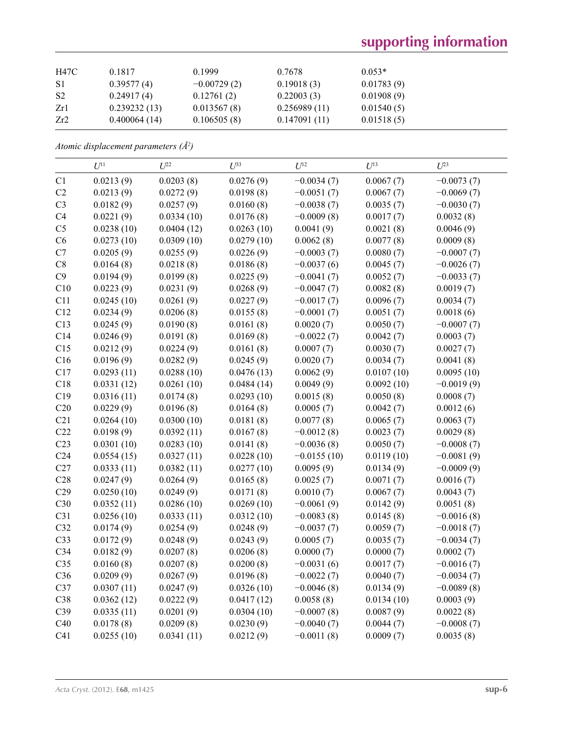| | | | | |
|---|---|---|---|---|
| H47C | 0.1817 | 0.1999 | 0.7678 | 0.053* |
| S1 | 0.39577 (4) | −0.00729 (2) | 0.19018 (3) | 0.01783 (9) |
| S2 | 0.24917 (4) | 0.12761 (2) | 0.22003 (3) | 0.01908 (9) |
| Zr1 | 0.239232 (13) | 0.013567 (8) | 0.256989 (11) | 0.01540 (5) |
| Zr2 | 0.400064 (14) | 0.106505 (8) | 0.147091 (11) | 0.01518 (5) |

*Atomic displacement parameters (Å$^2$)*

| | $U^{11}$ | $U^{22}$ | $U^{33}$ | $U^{12}$ | $U^{13}$ | $U^{23}$ |
|---|---|---|---|---|---|---|
| C1 | 0.0213 (9) | 0.0203 (8) | 0.0276 (9) | −0.0034 (7) | 0.0067 (7) | −0.0073 (7) |
| C2 | 0.0213 (9) | 0.0272 (9) | 0.0198 (8) | −0.0051 (7) | 0.0067 (7) | −0.0069 (7) |
| C3 | 0.0182 (9) | 0.0257 (9) | 0.0160 (8) | −0.0038 (7) | 0.0035 (7) | −0.0030 (7) |
| C4 | 0.0221 (9) | 0.0334 (10) | 0.0176 (8) | −0.0009 (8) | 0.0017 (7) | 0.0032 (8) |
| C5 | 0.0238 (10) | 0.0404 (12) | 0.0263 (10) | 0.0041 (9) | 0.0021 (8) | 0.0046 (9) |
| C6 | 0.0273 (10) | 0.0309 (10) | 0.0279 (10) | 0.0062 (8) | 0.0077 (8) | 0.0009 (8) |
| C7 | 0.0205 (9) | 0.0255 (9) | 0.0226 (9) | −0.0003 (7) | 0.0080 (7) | −0.0007 (7) |
| C8 | 0.0164 (8) | 0.0218 (8) | 0.0186 (8) | −0.0037 (6) | 0.0045 (7) | −0.0026 (7) |
| C9 | 0.0194 (9) | 0.0199 (8) | 0.0225 (9) | −0.0041 (7) | 0.0052 (7) | −0.0033 (7) |
| C10 | 0.0223 (9) | 0.0231 (9) | 0.0268 (9) | −0.0047 (7) | 0.0082 (8) | 0.0019 (7) |
| C11 | 0.0245 (10) | 0.0261 (9) | 0.0227 (9) | −0.0017 (7) | 0.0096 (7) | 0.0034 (7) |
| C12 | 0.0234 (9) | 0.0206 (8) | 0.0155 (8) | −0.0001 (7) | 0.0051 (7) | 0.0018 (6) |
| C13 | 0.0245 (9) | 0.0190 (8) | 0.0161 (8) | 0.0020 (7) | 0.0050 (7) | −0.0007 (7) |
| C14 | 0.0246 (9) | 0.0191 (8) | 0.0169 (8) | −0.0022 (7) | 0.0042 (7) | 0.0003 (7) |
| C15 | 0.0212 (9) | 0.0224 (9) | 0.0161 (8) | 0.0007 (7) | 0.0030 (7) | 0.0027 (7) |
| C16 | 0.0196 (9) | 0.0282 (9) | 0.0245 (9) | 0.0020 (7) | 0.0034 (7) | 0.0041 (8) |
| C17 | 0.0293 (11) | 0.0288 (10) | 0.0476 (13) | 0.0062 (9) | 0.0107 (10) | 0.0095 (10) |
| C18 | 0.0331 (12) | 0.0261 (10) | 0.0484 (14) | 0.0049 (9) | 0.0092 (10) | −0.0019 (9) |
| C19 | 0.0316 (11) | 0.0174 (8) | 0.0293 (10) | 0.0015 (8) | 0.0050 (8) | 0.0008 (7) |
| C20 | 0.0229 (9) | 0.0196 (8) | 0.0164 (8) | 0.0005 (7) | 0.0042 (7) | 0.0012 (6) |
| C21 | 0.0264 (10) | 0.0300 (10) | 0.0181 (8) | 0.0077 (8) | 0.0065 (7) | 0.0063 (7) |
| C22 | 0.0198 (9) | 0.0392 (11) | 0.0167 (8) | −0.0012 (8) | 0.0023 (7) | 0.0029 (8) |
| C23 | 0.0301 (10) | 0.0283 (10) | 0.0141 (8) | −0.0036 (8) | 0.0050 (7) | −0.0008 (7) |
| C24 | 0.0554 (15) | 0.0327 (11) | 0.0228 (10) | −0.0155 (10) | 0.0119 (10) | −0.0081 (9) |
| C27 | 0.0333 (11) | 0.0382 (11) | 0.0277 (10) | 0.0095 (9) | 0.0134 (9) | −0.0009 (9) |
| C28 | 0.0247 (9) | 0.0264 (9) | 0.0165 (8) | 0.0025 (7) | 0.0071 (7) | 0.0016 (7) |
| C29 | 0.0250 (10) | 0.0249 (9) | 0.0171 (8) | 0.0010 (7) | 0.0067 (7) | 0.0043 (7) |
| C30 | 0.0352 (11) | 0.0286 (10) | 0.0269 (10) | −0.0061 (9) | 0.0142 (9) | 0.0051 (8) |
| C31 | 0.0256 (10) | 0.0333 (11) | 0.0312 (10) | −0.0083 (8) | 0.0145 (8) | −0.0016 (8) |
| C32 | 0.0174 (9) | 0.0254 (9) | 0.0248 (9) | −0.0037 (7) | 0.0059 (7) | −0.0018 (7) |
| C33 | 0.0172 (9) | 0.0248 (9) | 0.0243 (9) | 0.0005 (7) | 0.0035 (7) | −0.0034 (7) |
| C34 | 0.0182 (9) | 0.0207 (8) | 0.0206 (8) | 0.0000 (7) | 0.0000 (7) | 0.0002 (7) |
| C35 | 0.0160 (8) | 0.0207 (8) | 0.0200 (8) | −0.0031 (6) | 0.0017 (7) | −0.0016 (7) |
| C36 | 0.0209 (9) | 0.0267 (9) | 0.0196 (8) | −0.0022 (7) | 0.0040 (7) | −0.0034 (7) |
| C37 | 0.0307 (11) | 0.0247 (9) | 0.0326 (10) | −0.0046 (8) | 0.0134 (9) | −0.0089 (8) |
| C38 | 0.0362 (12) | 0.0222 (9) | 0.0417 (12) | 0.0058 (8) | 0.0134 (10) | 0.0003 (9) |
| C39 | 0.0335 (11) | 0.0201 (9) | 0.0304 (10) | −0.0007 (8) | 0.0087 (9) | 0.0022 (8) |
| C40 | 0.0178 (8) | 0.0209 (8) | 0.0230 (9) | −0.0040 (7) | 0.0044 (7) | −0.0008 (7) |
| C41 | 0.0255 (10) | 0.0341 (11) | 0.0212 (9) | −0.0011 (8) | 0.0009 (7) | 0.0035 (8) |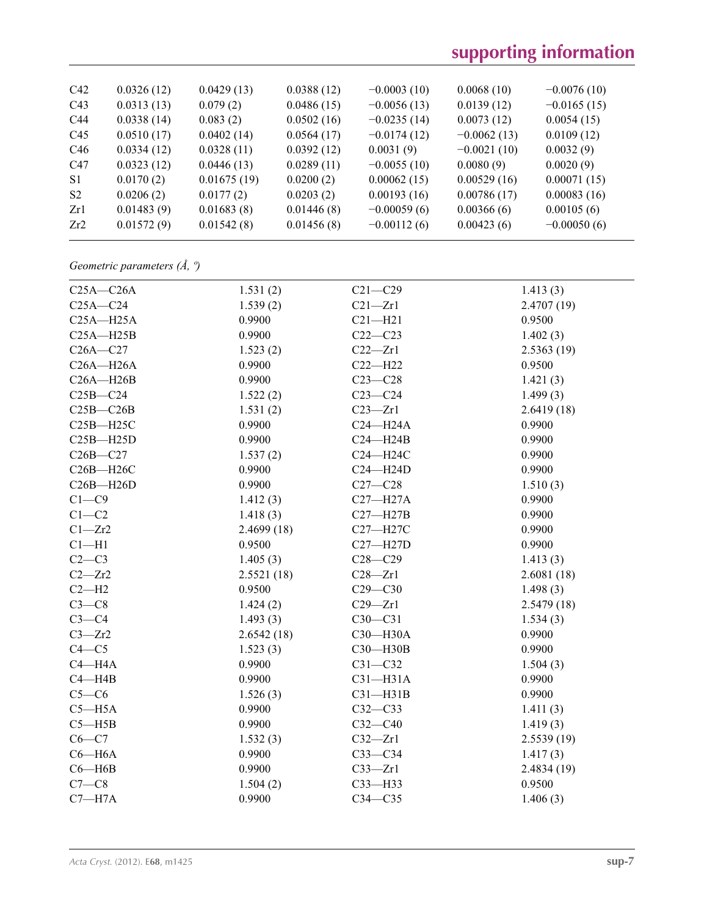| | | | | | | |
|---|---|---|---|---|---|---|
| C42 | 0.0326 (12) | 0.0429 (13) | 0.0388 (12) | −0.0003 (10) | 0.0068 (10) | −0.0076 (10) |
| C43 | 0.0313 (13) | 0.079 (2) | 0.0486 (15) | −0.0056 (13) | 0.0139 (12) | −0.0165 (15) |
| C44 | 0.0338 (14) | 0.083 (2) | 0.0502 (16) | −0.0235 (14) | 0.0073 (12) | 0.0054 (15) |
| C45 | 0.0510 (17) | 0.0402 (14) | 0.0564 (17) | −0.0174 (12) | −0.0062 (13) | 0.0109 (12) |
| C46 | 0.0334 (12) | 0.0328 (11) | 0.0392 (12) | 0.0031 (9) | −0.0021 (10) | 0.0032 (9) |
| C47 | 0.0323 (12) | 0.0446 (13) | 0.0289 (11) | −0.0055 (10) | 0.0080 (9) | 0.0020 (9) |
| S1 | 0.0170 (2) | 0.01675 (19) | 0.0200 (2) | 0.00062 (15) | 0.00529 (16) | 0.00071 (15) |
| S2 | 0.0206 (2) | 0.0177 (2) | 0.0203 (2) | 0.00193 (16) | 0.00786 (17) | 0.00083 (16) |
| Zr1 | 0.01483 (9) | 0.01683 (8) | 0.01446 (8) | −0.00059 (6) | 0.00366 (6) | 0.00105 (6) |
| Zr2 | 0.01572 (9) | 0.01542 (8) | 0.01456 (8) | −0.00112 (6) | 0.00423 (6) | −0.00050 (6) |

*Geometric parameters (Å, º)*

| | | | |
|---|---|---|---|
| C25A—C26A | 1.531 (2) | C21—C29 | 1.413 (3) |
| C25A—C24 | 1.539 (2) | C21—Zr1 | 2.4707 (19) |
| C25A—H25A | 0.9900 | C21—H21 | 0.9500 |
| C25A—H25B | 0.9900 | C22—C23 | 1.402 (3) |
| C26A—C27 | 1.523 (2) | C22—Zr1 | 2.5363 (19) |
| C26A—H26A | 0.9900 | C22—H22 | 0.9500 |
| C26A—H26B | 0.9900 | C23—C28 | 1.421 (3) |
| C25B—C24 | 1.522 (2) | C23—C24 | 1.499 (3) |
| C25B—C26B | 1.531 (2) | C23—Zr1 | 2.6419 (18) |
| C25B—H25C | 0.9900 | C24—H24A | 0.9900 |
| C25B—H25D | 0.9900 | C24—H24B | 0.9900 |
| C26B—C27 | 1.537 (2) | C24—H24C | 0.9900 |
| C26B—H26C | 0.9900 | C24—H24D | 0.9900 |
| C26B—H26D | 0.9900 | C27—C28 | 1.510 (3) |
| C1—C9 | 1.412 (3) | C27—H27A | 0.9900 |
| C1—C2 | 1.418 (3) | C27—H27B | 0.9900 |
| C1—Zr2 | 2.4699 (18) | C27—H27C | 0.9900 |
| C1—H1 | 0.9500 | C27—H27D | 0.9900 |
| C2—C3 | 1.405 (3) | C28—C29 | 1.413 (3) |
| C2—Zr2 | 2.5521 (18) | C28—Zr1 | 2.6081 (18) |
| C2—H2 | 0.9500 | C29—C30 | 1.498 (3) |
| C3—C8 | 1.424 (2) | C29—Zr1 | 2.5479 (18) |
| C3—C4 | 1.493 (3) | C30—C31 | 1.534 (3) |
| C3—Zr2 | 2.6542 (18) | C30—H30A | 0.9900 |
| C4—C5 | 1.523 (3) | C30—H30B | 0.9900 |
| C4—H4A | 0.9900 | C31—C32 | 1.504 (3) |
| C4—H4B | 0.9900 | C31—H31A | 0.9900 |
| C5—C6 | 1.526 (3) | C31—H31B | 0.9900 |
| C5—H5A | 0.9900 | C32—C33 | 1.411 (3) |
| C5—H5B | 0.9900 | C32—C40 | 1.419 (3) |
| C6—C7 | 1.532 (3) | C32—Zr1 | 2.5539 (19) |
| C6—H6A | 0.9900 | C33—C34 | 1.417 (3) |
| C6—H6B | 0.9900 | C33—Zr1 | 2.4834 (19) |
| C7—C8 | 1.504 (2) | C33—H33 | 0.9500 |
| C7—H7A | 0.9900 | C34—C35 | 1.406 (3) |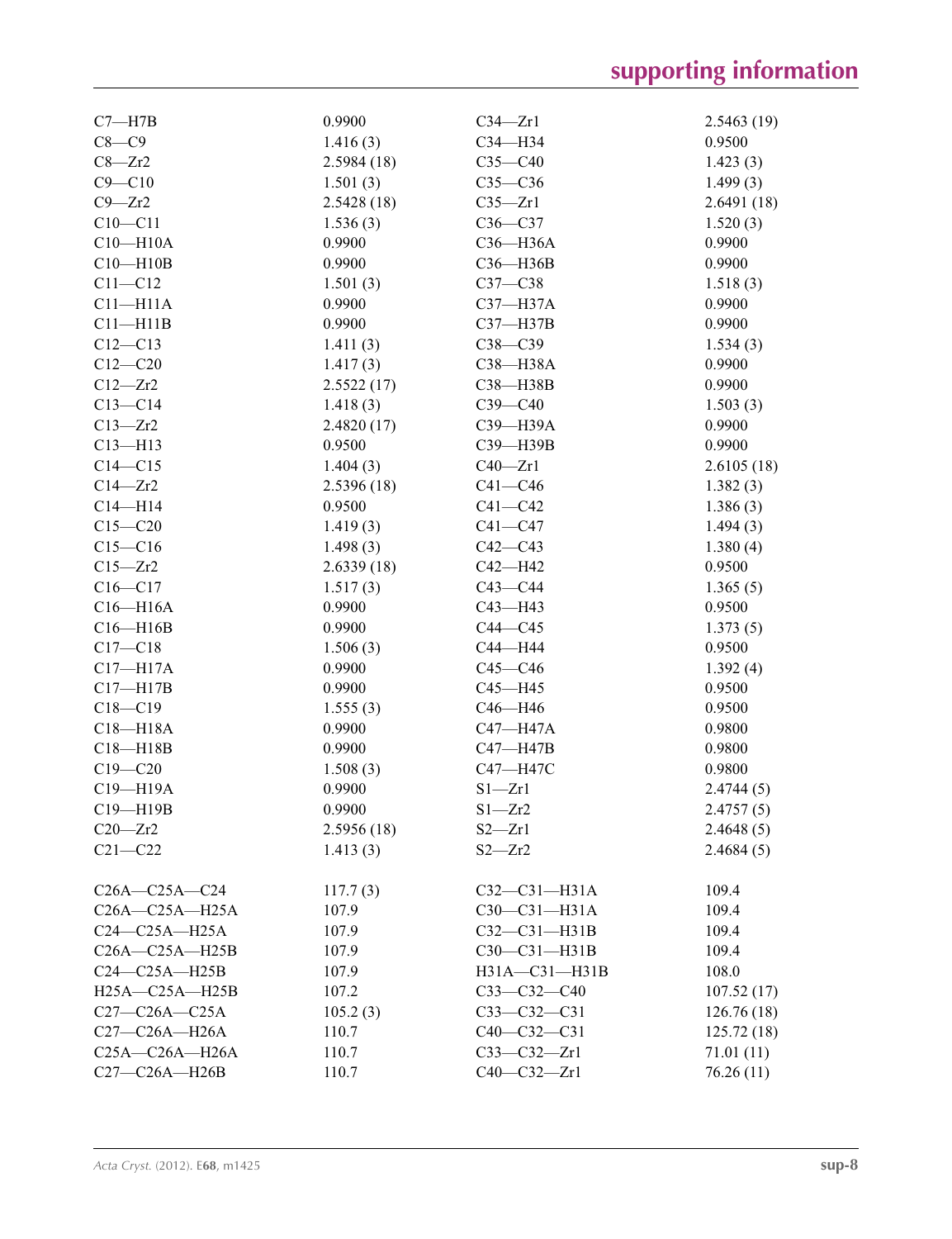| | | | |
|---|---|---|---|
| C7—H7B | 0.9900 | C34—Zr1 | 2.5463 (19) |
| C8—C9 | 1.416 (3) | C34—H34 | 0.9500 |
| C8—Zr2 | 2.5984 (18) | C35—C40 | 1.423 (3) |
| C9—C10 | 1.501 (3) | C35—C36 | 1.499 (3) |
| C9—Zr2 | 2.5428 (18) | C35—Zr1 | 2.6491 (18) |
| C10—C11 | 1.536 (3) | C36—C37 | 1.520 (3) |
| C10—H10A | 0.9900 | C36—H36A | 0.9900 |
| C10—H10B | 0.9900 | C36—H36B | 0.9900 |
| C11—C12 | 1.501 (3) | C37—C38 | 1.518 (3) |
| C11—H11A | 0.9900 | C37—H37A | 0.9900 |
| C11—H11B | 0.9900 | C37—H37B | 0.9900 |
| C12—C13 | 1.411 (3) | C38—C39 | 1.534 (3) |
| C12—C20 | 1.417 (3) | C38—H38A | 0.9900 |
| C12—Zr2 | 2.5522 (17) | C38—H38B | 0.9900 |
| C13—C14 | 1.418 (3) | C39—C40 | 1.503 (3) |
| C13—Zr2 | 2.4820 (17) | C39—H39A | 0.9900 |
| C13—H13 | 0.9500 | C39—H39B | 0.9900 |
| C14—C15 | 1.404 (3) | C40—Zr1 | 2.6105 (18) |
| C14—Zr2 | 2.5396 (18) | C41—C46 | 1.382 (3) |
| C14—H14 | 0.9500 | C41—C42 | 1.386 (3) |
| C15—C20 | 1.419 (3) | C41—C47 | 1.494 (3) |
| C15—C16 | 1.498 (3) | C42—C43 | 1.380 (4) |
| C15—Zr2 | 2.6339 (18) | C42—H42 | 0.9500 |
| C16—C17 | 1.517 (3) | C43—C44 | 1.365 (5) |
| C16—H16A | 0.9900 | C43—H43 | 0.9500 |
| C16—H16B | 0.9900 | C44—C45 | 1.373 (5) |
| C17—C18 | 1.506 (3) | C44—H44 | 0.9500 |
| C17—H17A | 0.9900 | C45—C46 | 1.392 (4) |
| C17—H17B | 0.9900 | C45—H45 | 0.9500 |
| C18—C19 | 1.555 (3) | C46—H46 | 0.9500 |
| C18—H18A | 0.9900 | C47—H47A | 0.9800 |
| C18—H18B | 0.9900 | C47—H47B | 0.9800 |
| C19—C20 | 1.508 (3) | C47—H47C | 0.9800 |
| C19—H19A | 0.9900 | S1—Zr1 | 2.4744 (5) |
| C19—H19B | 0.9900 | S1—Zr2 | 2.4757 (5) |
| C20—Zr2 | 2.5956 (18) | S2—Zr1 | 2.4648 (5) |
| C21—C22 | 1.413 (3) | S2—Zr2 | 2.4684 (5) |

| | | | |
|---|---|---|---|
| C26A—C25A—C24 | 117.7 (3) | C32—C31—H31A | 109.4 |
| C26A—C25A—H25A | 107.9 | C30—C31—H31A | 109.4 |
| C24—C25A—H25A | 107.9 | C32—C31—H31B | 109.4 |
| C26A—C25A—H25B | 107.9 | C30—C31—H31B | 109.4 |
| C24—C25A—H25B | 107.9 | H31A—C31—H31B | 108.0 |
| H25A—C25A—H25B | 107.2 | C33—C32—C40 | 107.52 (17) |
| C27—C26A—C25A | 105.2 (3) | C33—C32—C31 | 126.76 (18) |
| C27—C26A—H26A | 110.7 | C40—C32—C31 | 125.72 (18) |
| C25A—C26A—H26A | 110.7 | C33—C32—Zr1 | 71.01 (11) |
| C27—C26A—H26B | 110.7 | C40—C32—Zr1 | 76.26 (11) |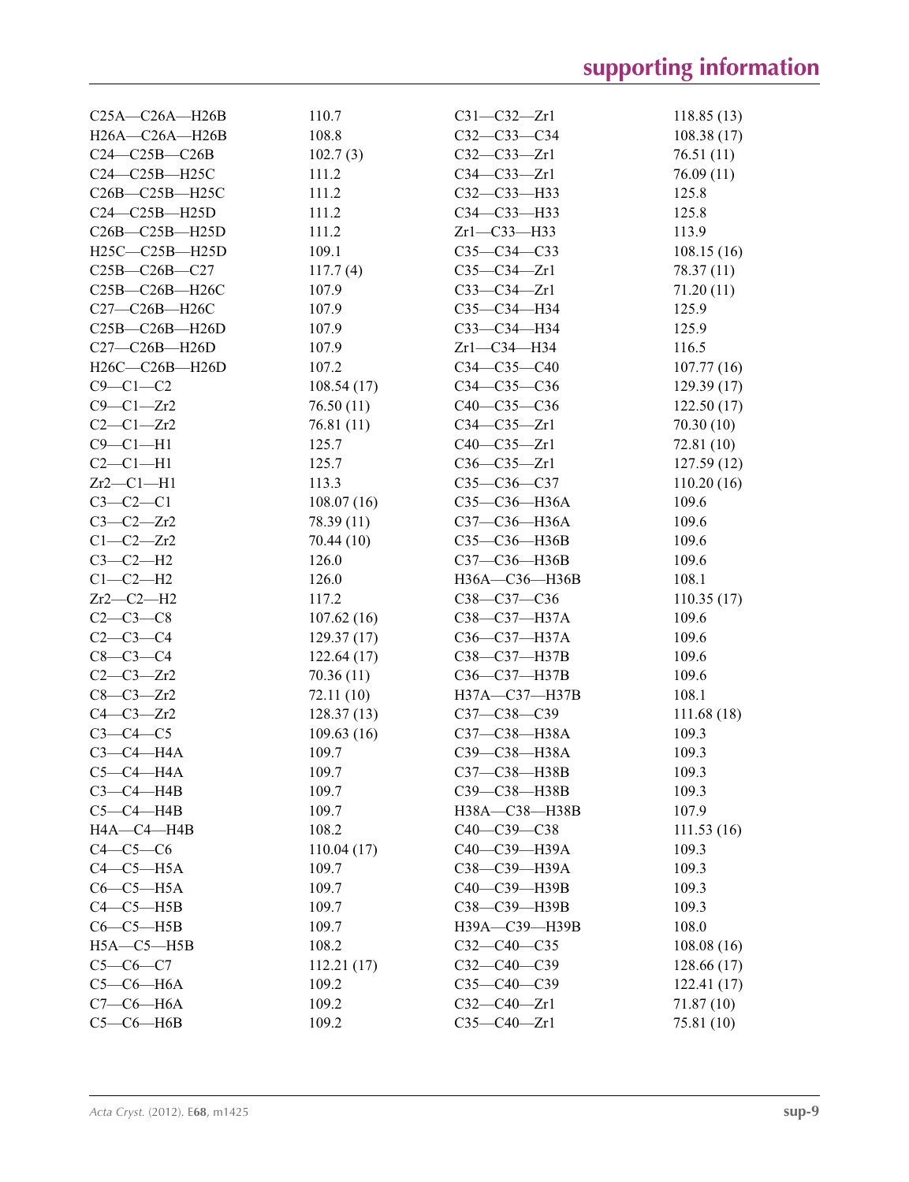| | | | |
|---|---|---|---|
| C25A—C26A—H26B | 110.7 | C31—C32—Zr1 | 118.85 (13) |
| H26A—C26A—H26B | 108.8 | C32—C33—C34 | 108.38 (17) |
| C24—C25B—C26B | 102.7 (3) | C32—C33—Zr1 | 76.51 (11) |
| C24—C25B—H25C | 111.2 | C34—C33—Zr1 | 76.09 (11) |
| C26B—C25B—H25C | 111.2 | C32—C33—H33 | 125.8 |
| C24—C25B—H25D | 111.2 | C34—C33—H33 | 125.8 |
| C26B—C25B—H25D | 111.2 | Zr1—C33—H33 | 113.9 |
| H25C—C25B—H25D | 109.1 | C35—C34—C33 | 108.15 (16) |
| C25B—C26B—C27 | 117.7 (4) | C35—C34—Zr1 | 78.37 (11) |
| C25B—C26B—H26C | 107.9 | C33—C34—Zr1 | 71.20 (11) |
| C27—C26B—H26C | 107.9 | C35—C34—H34 | 125.9 |
| C25B—C26B—H26D | 107.9 | C33—C34—H34 | 125.9 |
| C27—C26B—H26D | 107.9 | Zr1—C34—H34 | 116.5 |
| H26C—C26B—H26D | 107.2 | C34—C35—C40 | 107.77 (16) |
| C9—C1—C2 | 108.54 (17) | C34—C35—C36 | 129.39 (17) |
| C9—C1—Zr2 | 76.50 (11) | C40—C35—C36 | 122.50 (17) |
| C2—C1—Zr2 | 76.81 (11) | C34—C35—Zr1 | 70.30 (10) |
| C9—C1—H1 | 125.7 | C40—C35—Zr1 | 72.81 (10) |
| C2—C1—H1 | 125.7 | C36—C35—Zr1 | 127.59 (12) |
| Zr2—C1—H1 | 113.3 | C35—C36—C37 | 110.20 (16) |
| C3—C2—C1 | 108.07 (16) | C35—C36—H36A | 109.6 |
| C3—C2—Zr2 | 78.39 (11) | C37—C36—H36A | 109.6 |
| C1—C2—Zr2 | 70.44 (10) | C35—C36—H36B | 109.6 |
| C3—C2—H2 | 126.0 | C37—C36—H36B | 109.6 |
| C1—C2—H2 | 126.0 | H36A—C36—H36B | 108.1 |
| Zr2—C2—H2 | 117.2 | C38—C37—C36 | 110.35 (17) |
| C2—C3—C8 | 107.62 (16) | C38—C37—H37A | 109.6 |
| C2—C3—C4 | 129.37 (17) | C36—C37—H37A | 109.6 |
| C8—C3—C4 | 122.64 (17) | C38—C37—H37B | 109.6 |
| C2—C3—Zr2 | 70.36 (11) | C36—C37—H37B | 109.6 |
| C8—C3—Zr2 | 72.11 (10) | H37A—C37—H37B | 108.1 |
| C4—C3—Zr2 | 128.37 (13) | C37—C38—C39 | 111.68 (18) |
| C3—C4—C5 | 109.63 (16) | C37—C38—H38A | 109.3 |
| C3—C4—H4A | 109.7 | C39—C38—H38A | 109.3 |
| C5—C4—H4A | 109.7 | C37—C38—H38B | 109.3 |
| C3—C4—H4B | 109.7 | C39—C38—H38B | 109.3 |
| C5—C4—H4B | 109.7 | H38A—C38—H38B | 107.9 |
| H4A—C4—H4B | 108.2 | C40—C39—C38 | 111.53 (16) |
| C4—C5—C6 | 110.04 (17) | C40—C39—H39A | 109.3 |
| C4—C5—H5A | 109.7 | C38—C39—H39A | 109.3 |
| C6—C5—H5A | 109.7 | C40—C39—H39B | 109.3 |
| C4—C5—H5B | 109.7 | C38—C39—H39B | 109.3 |
| C6—C5—H5B | 109.7 | H39A—C39—H39B | 108.0 |
| H5A—C5—H5B | 108.2 | C32—C40—C35 | 108.08 (16) |
| C5—C6—C7 | 112.21 (17) | C32—C40—C39 | 128.66 (17) |
| C5—C6—H6A | 109.2 | C35—C40—C39 | 122.41 (17) |
| C7—C6—H6A | 109.2 | C32—C40—Zr1 | 71.87 (10) |
| C5—C6—H6B | 109.2 | C35—C40—Zr1 | 75.81 (10) |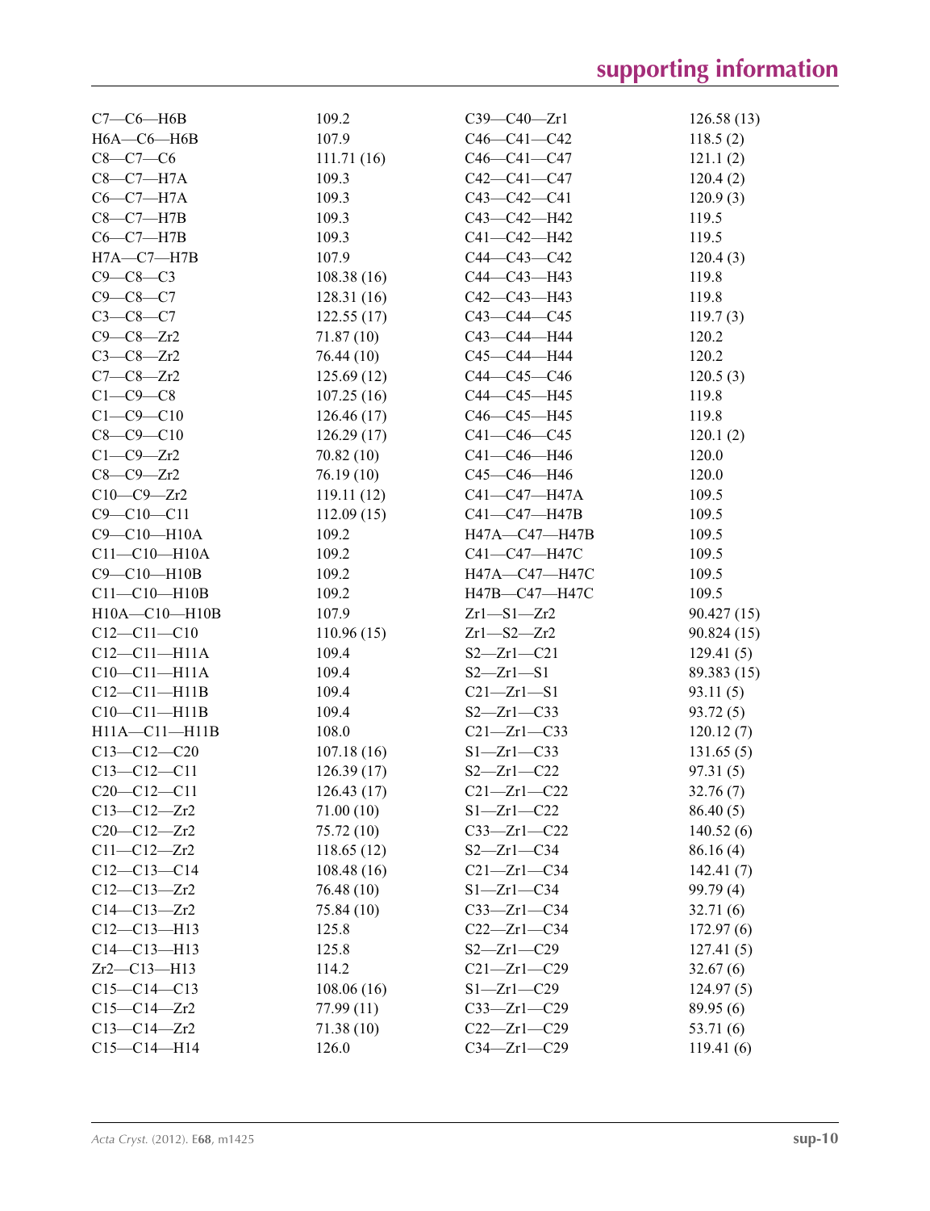| | | | |
|---|---|---|---|
| C7—C6—H6B | 109.2 | C39—C40—Zr1 | 126.58 (13) |
| H6A—C6—H6B | 107.9 | C46—C41—C42 | 118.5 (2) |
| C8—C7—C6 | 111.71 (16) | C46—C41—C47 | 121.1 (2) |
| C8—C7—H7A | 109.3 | C42—C41—C47 | 120.4 (2) |
| C6—C7—H7A | 109.3 | C43—C42—C41 | 120.9 (3) |
| C8—C7—H7B | 109.3 | C43—C42—H42 | 119.5 |
| C6—C7—H7B | 109.3 | C41—C42—H42 | 119.5 |
| H7A—C7—H7B | 107.9 | C44—C43—C42 | 120.4 (3) |
| C9—C8—C3 | 108.38 (16) | C44—C43—H43 | 119.8 |
| C9—C8—C7 | 128.31 (16) | C42—C43—H43 | 119.8 |
| C3—C8—C7 | 122.55 (17) | C43—C44—C45 | 119.7 (3) |
| C9—C8—Zr2 | 71.87 (10) | C43—C44—H44 | 120.2 |
| C3—C8—Zr2 | 76.44 (10) | C45—C44—H44 | 120.2 |
| C7—C8—Zr2 | 125.69 (12) | C44—C45—C46 | 120.5 (3) |
| C1—C9—C8 | 107.25 (16) | C44—C45—H45 | 119.8 |
| C1—C9—C10 | 126.46 (17) | C46—C45—H45 | 119.8 |
| C8—C9—C10 | 126.29 (17) | C41—C46—C45 | 120.1 (2) |
| C1—C9—Zr2 | 70.82 (10) | C41—C46—H46 | 120.0 |
| C8—C9—Zr2 | 76.19 (10) | C45—C46—H46 | 120.0 |
| C10—C9—Zr2 | 119.11 (12) | C41—C47—H47A | 109.5 |
| C9—C10—C11 | 112.09 (15) | C41—C47—H47B | 109.5 |
| C9—C10—H10A | 109.2 | H47A—C47—H47B | 109.5 |
| C11—C10—H10A | 109.2 | C41—C47—H47C | 109.5 |
| C9—C10—H10B | 109.2 | H47A—C47—H47C | 109.5 |
| C11—C10—H10B | 109.2 | H47B—C47—H47C | 109.5 |
| H10A—C10—H10B | 107.9 | Zr1—S1—Zr2 | 90.427 (15) |
| C12—C11—C10 | 110.96 (15) | Zr1—S2—Zr2 | 90.824 (15) |
| C12—C11—H11A | 109.4 | S2—Zr1—C21 | 129.41 (5) |
| C10—C11—H11A | 109.4 | S2—Zr1—S1 | 89.383 (15) |
| C12—C11—H11B | 109.4 | C21—Zr1—S1 | 93.11 (5) |
| C10—C11—H11B | 109.4 | S2—Zr1—C33 | 93.72 (5) |
| H11A—C11—H11B | 108.0 | C21—Zr1—C33 | 120.12 (7) |
| C13—C12—C20 | 107.18 (16) | S1—Zr1—C33 | 131.65 (5) |
| C13—C12—C11 | 126.39 (17) | S2—Zr1—C22 | 97.31 (5) |
| C20—C12—C11 | 126.43 (17) | C21—Zr1—C22 | 32.76 (7) |
| C13—C12—Zr2 | 71.00 (10) | S1—Zr1—C22 | 86.40 (5) |
| C20—C12—Zr2 | 75.72 (10) | C33—Zr1—C22 | 140.52 (6) |
| C11—C12—Zr2 | 118.65 (12) | S2—Zr1—C34 | 86.16 (4) |
| C12—C13—C14 | 108.48 (16) | C21—Zr1—C34 | 142.41 (7) |
| C12—C13—Zr2 | 76.48 (10) | S1—Zr1—C34 | 99.79 (4) |
| C14—C13—Zr2 | 75.84 (10) | C33—Zr1—C34 | 32.71 (6) |
| C12—C13—H13 | 125.8 | C22—Zr1—C34 | 172.97 (6) |
| C14—C13—H13 | 125.8 | S2—Zr1—C29 | 127.41 (5) |
| Zr2—C13—H13 | 114.2 | C21—Zr1—C29 | 32.67 (6) |
| C15—C14—C13 | 108.06 (16) | S1—Zr1—C29 | 124.97 (5) |
| C15—C14—Zr2 | 77.99 (11) | C33—Zr1—C29 | 89.95 (6) |
| C13—C14—Zr2 | 71.38 (10) | C22—Zr1—C29 | 53.71 (6) |
| C15—C14—H14 | 126.0 | C34—Zr1—C29 | 119.41 (6) |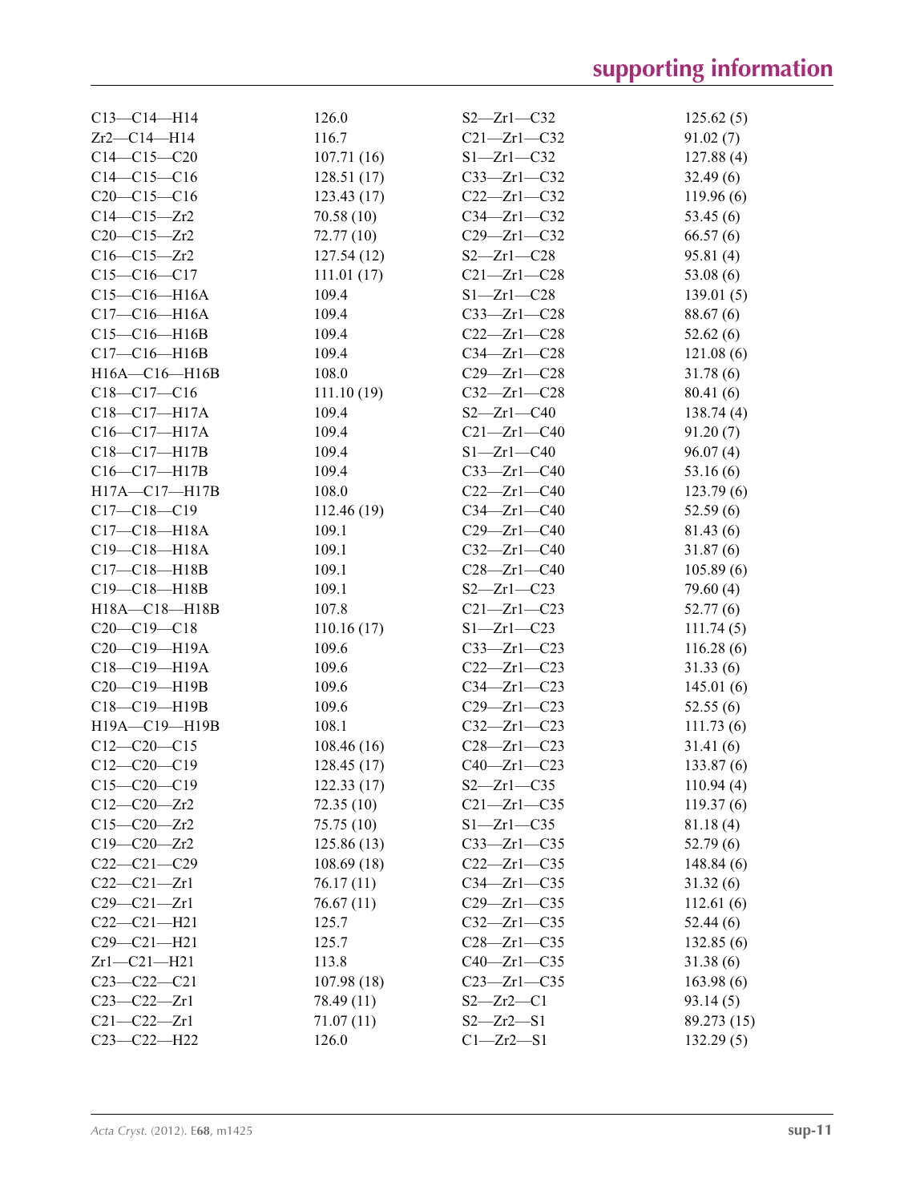| | | | |
|---|---|---|---|
| C13—C14—H14 | 126.0 | S2—Zr1—C32 | 125.62 (5) |
| Zr2—C14—H14 | 116.7 | C21—Zr1—C32 | 91.02 (7) |
| C14—C15—C20 | 107.71 (16) | S1—Zr1—C32 | 127.88 (4) |
| C14—C15—C16 | 128.51 (17) | C33—Zr1—C32 | 32.49 (6) |
| C20—C15—C16 | 123.43 (17) | C22—Zr1—C32 | 119.96 (6) |
| C14—C15—Zr2 | 70.58 (10) | C34—Zr1—C32 | 53.45 (6) |
| C20—C15—Zr2 | 72.77 (10) | C29—Zr1—C32 | 66.57 (6) |
| C16—C15—Zr2 | 127.54 (12) | S2—Zr1—C28 | 95.81 (4) |
| C15—C16—C17 | 111.01 (17) | C21—Zr1—C28 | 53.08 (6) |
| C15—C16—H16A | 109.4 | S1—Zr1—C28 | 139.01 (5) |
| C17—C16—H16A | 109.4 | C33—Zr1—C28 | 88.67 (6) |
| C15—C16—H16B | 109.4 | C22—Zr1—C28 | 52.62 (6) |
| C17—C16—H16B | 109.4 | C34—Zr1—C28 | 121.08 (6) |
| H16A—C16—H16B | 108.0 | C29—Zr1—C28 | 31.78 (6) |
| C18—C17—C16 | 111.10 (19) | C32—Zr1—C28 | 80.41 (6) |
| C18—C17—H17A | 109.4 | S2—Zr1—C40 | 138.74 (4) |
| C16—C17—H17A | 109.4 | C21—Zr1—C40 | 91.20 (7) |
| C18—C17—H17B | 109.4 | S1—Zr1—C40 | 96.07 (4) |
| C16—C17—H17B | 109.4 | C33—Zr1—C40 | 53.16 (6) |
| H17A—C17—H17B | 108.0 | C22—Zr1—C40 | 123.79 (6) |
| C17—C18—C19 | 112.46 (19) | C34—Zr1—C40 | 52.59 (6) |
| C17—C18—H18A | 109.1 | C29—Zr1—C40 | 81.43 (6) |
| C19—C18—H18A | 109.1 | C32—Zr1—C40 | 31.87 (6) |
| C17—C18—H18B | 109.1 | C28—Zr1—C40 | 105.89 (6) |
| C19—C18—H18B | 109.1 | S2—Zr1—C23 | 79.60 (4) |
| H18A—C18—H18B | 107.8 | C21—Zr1—C23 | 52.77 (6) |
| C20—C19—C18 | 110.16 (17) | S1—Zr1—C23 | 111.74 (5) |
| C20—C19—H19A | 109.6 | C33—Zr1—C23 | 116.28 (6) |
| C18—C19—H19A | 109.6 | C22—Zr1—C23 | 31.33 (6) |
| C20—C19—H19B | 109.6 | C34—Zr1—C23 | 145.01 (6) |
| C18—C19—H19B | 109.6 | C29—Zr1—C23 | 52.55 (6) |
| H19A—C19—H19B | 108.1 | C32—Zr1—C23 | 111.73 (6) |
| C12—C20—C15 | 108.46 (16) | C28—Zr1—C23 | 31.41 (6) |
| C12—C20—C19 | 128.45 (17) | C40—Zr1—C23 | 133.87 (6) |
| C15—C20—C19 | 122.33 (17) | S2—Zr1—C35 | 110.94 (4) |
| C12—C20—Zr2 | 72.35 (10) | C21—Zr1—C35 | 119.37 (6) |
| C15—C20—Zr2 | 75.75 (10) | S1—Zr1—C35 | 81.18 (4) |
| C19—C20—Zr2 | 125.86 (13) | C33—Zr1—C35 | 52.79 (6) |
| C22—C21—C29 | 108.69 (18) | C22—Zr1—C35 | 148.84 (6) |
| C22—C21—Zr1 | 76.17 (11) | C34—Zr1—C35 | 31.32 (6) |
| C29—C21—Zr1 | 76.67 (11) | C29—Zr1—C35 | 112.61 (6) |
| C22—C21—H21 | 125.7 | C32—Zr1—C35 | 52.44 (6) |
| C29—C21—H21 | 125.7 | C28—Zr1—C35 | 132.85 (6) |
| Zr1—C21—H21 | 113.8 | C40—Zr1—C35 | 31.38 (6) |
| C23—C22—C21 | 107.98 (18) | C23—Zr1—C35 | 163.98 (6) |
| C23—C22—Zr1 | 78.49 (11) | S2—Zr2—C1 | 93.14 (5) |
| C21—C22—Zr1 | 71.07 (11) | S2—Zr2—S1 | 89.273 (15) |
| C23—C22—H22 | 126.0 | C1—Zr2—S1 | 132.29 (5) |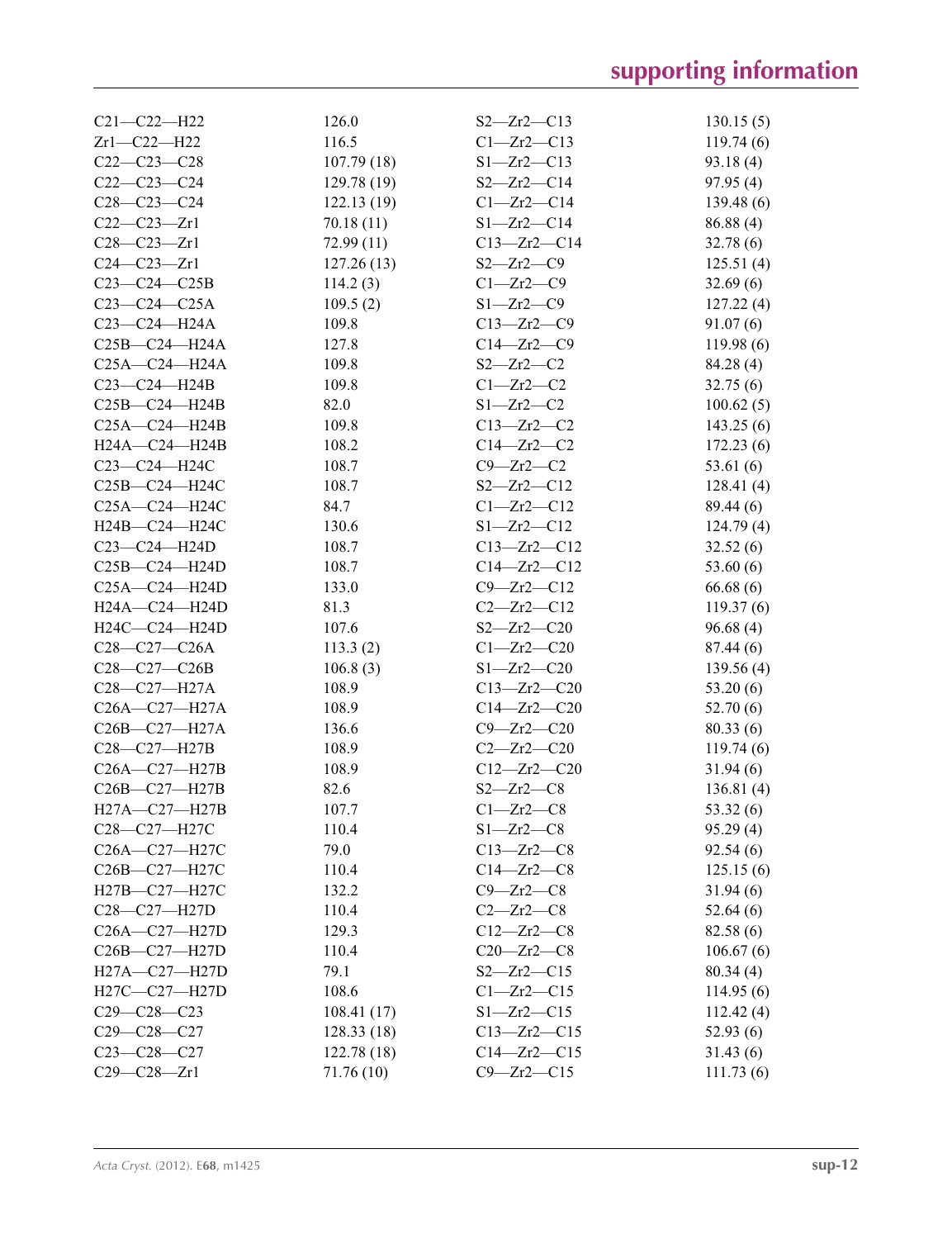| | | | |
|---|---|---|---|
| C21—C22—H22 | 126.0 | S2—Zr2—C13 | 130.15 (5) |
| Zr1—C22—H22 | 116.5 | C1—Zr2—C13 | 119.74 (6) |
| C22—C23—C28 | 107.79 (18) | S1—Zr2—C13 | 93.18 (4) |
| C22—C23—C24 | 129.78 (19) | S2—Zr2—C14 | 97.95 (4) |
| C28—C23—C24 | 122.13 (19) | C1—Zr2—C14 | 139.48 (6) |
| C22—C23—Zr1 | 70.18 (11) | S1—Zr2—C14 | 86.88 (4) |
| C28—C23—Zr1 | 72.99 (11) | C13—Zr2—C14 | 32.78 (6) |
| C24—C23—Zr1 | 127.26 (13) | S2—Zr2—C9 | 125.51 (4) |
| C23—C24—C25B | 114.2 (3) | C1—Zr2—C9 | 32.69 (6) |
| C23—C24—C25A | 109.5 (2) | S1—Zr2—C9 | 127.22 (4) |
| C23—C24—H24A | 109.8 | C13—Zr2—C9 | 91.07 (6) |
| C25B—C24—H24A | 127.8 | C14—Zr2—C9 | 119.98 (6) |
| C25A—C24—H24A | 109.8 | S2—Zr2—C2 | 84.28 (4) |
| C23—C24—H24B | 109.8 | C1—Zr2—C2 | 32.75 (6) |
| C25B—C24—H24B | 82.0 | S1—Zr2—C2 | 100.62 (5) |
| C25A—C24—H24B | 109.8 | C13—Zr2—C2 | 143.25 (6) |
| H24A—C24—H24B | 108.2 | C14—Zr2—C2 | 172.23 (6) |
| C23—C24—H24C | 108.7 | C9—Zr2—C2 | 53.61 (6) |
| C25B—C24—H24C | 108.7 | S2—Zr2—C12 | 128.41 (4) |
| C25A—C24—H24C | 84.7 | C1—Zr2—C12 | 89.44 (6) |
| H24B—C24—H24C | 130.6 | S1—Zr2—C12 | 124.79 (4) |
| C23—C24—H24D | 108.7 | C13—Zr2—C12 | 32.52 (6) |
| C25B—C24—H24D | 108.7 | C14—Zr2—C12 | 53.60 (6) |
| C25A—C24—H24D | 133.0 | C9—Zr2—C12 | 66.68 (6) |
| H24A—C24—H24D | 81.3 | C2—Zr2—C12 | 119.37 (6) |
| H24C—C24—H24D | 107.6 | S2—Zr2—C20 | 96.68 (4) |
| C28—C27—C26A | 113.3 (2) | C1—Zr2—C20 | 87.44 (6) |
| C28—C27—C26B | 106.8 (3) | S1—Zr2—C20 | 139.56 (4) |
| C28—C27—H27A | 108.9 | C13—Zr2—C20 | 53.20 (6) |
| C26A—C27—H27A | 108.9 | C14—Zr2—C20 | 52.70 (6) |
| C26B—C27—H27A | 136.6 | C9—Zr2—C20 | 80.33 (6) |
| C28—C27—H27B | 108.9 | C2—Zr2—C20 | 119.74 (6) |
| C26A—C27—H27B | 108.9 | C12—Zr2—C20 | 31.94 (6) |
| C26B—C27—H27B | 82.6 | S2—Zr2—C8 | 136.81 (4) |
| H27A—C27—H27B | 107.7 | C1—Zr2—C8 | 53.32 (6) |
| C28—C27—H27C | 110.4 | S1—Zr2—C8 | 95.29 (4) |
| C26A—C27—H27C | 79.0 | C13—Zr2—C8 | 92.54 (6) |
| C26B—C27—H27C | 110.4 | C14—Zr2—C8 | 125.15 (6) |
| H27B—C27—H27C | 132.2 | C9—Zr2—C8 | 31.94 (6) |
| C28—C27—H27D | 110.4 | C2—Zr2—C8 | 52.64 (6) |
| C26A—C27—H27D | 129.3 | C12—Zr2—C8 | 82.58 (6) |
| C26B—C27—H27D | 110.4 | C20—Zr2—C8 | 106.67 (6) |
| H27A—C27—H27D | 79.1 | S2—Zr2—C15 | 80.34 (4) |
| H27C—C27—H27D | 108.6 | C1—Zr2—C15 | 114.95 (6) |
| C29—C28—C23 | 108.41 (17) | S1—Zr2—C15 | 112.42 (4) |
| C29—C28—C27 | 128.33 (18) | C13—Zr2—C15 | 52.93 (6) |
| C23—C28—C27 | 122.78 (18) | C14—Zr2—C15 | 31.43 (6) |
| C29—C28—Zr1 | 71.76 (10) | C9—Zr2—C15 | 111.73 (6) |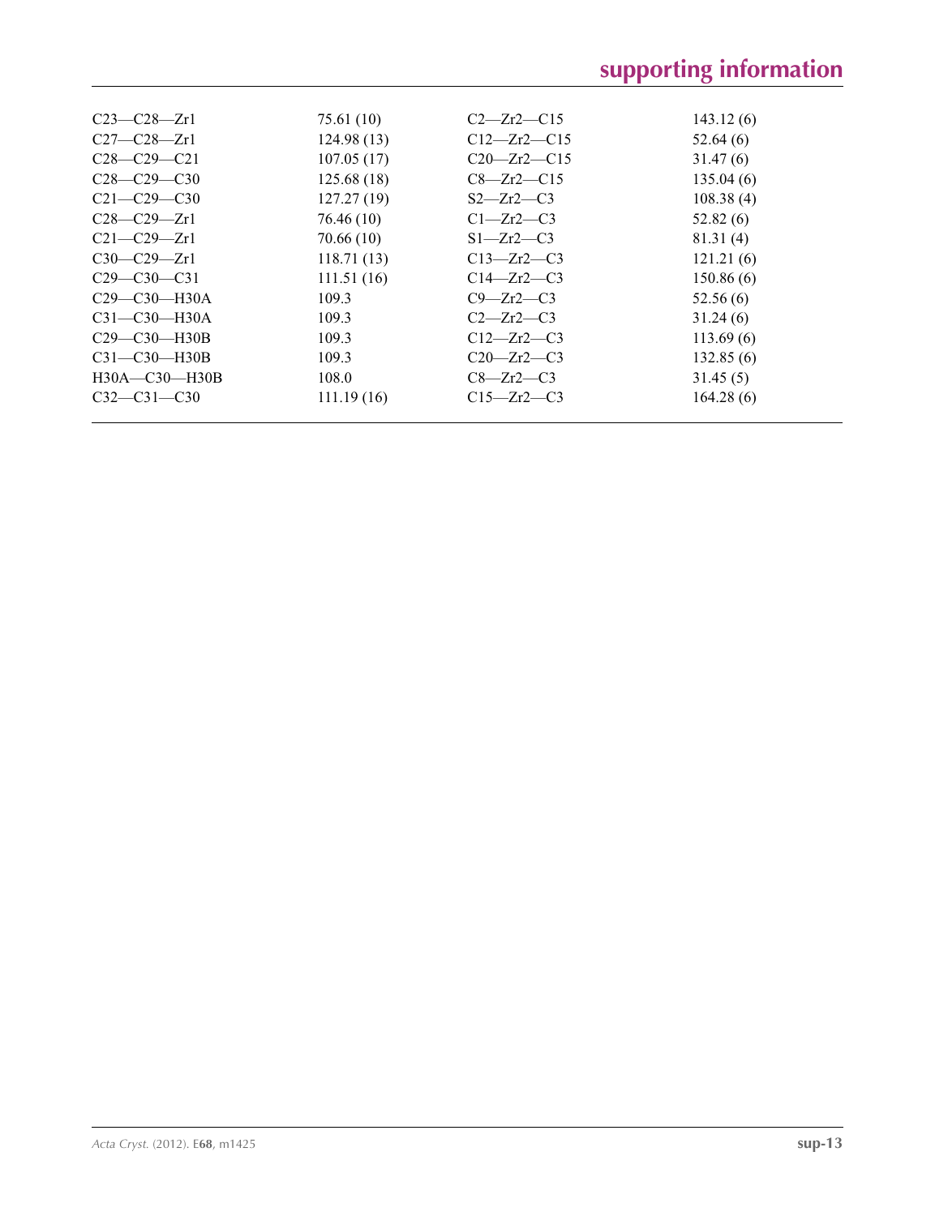| | | | |
|---|---|---|---|
| C23—C28—Zr1 | 75.61 (10) | C2—Zr2—C15 | 143.12 (6) |
| C27—C28—Zr1 | 124.98 (13) | C12—Zr2—C15 | 52.64 (6) |
| C28—C29—C21 | 107.05 (17) | C20—Zr2—C15 | 31.47 (6) |
| C28—C29—C30 | 125.68 (18) | C8—Zr2—C15 | 135.04 (6) |
| C21—C29—C30 | 127.27 (19) | S2—Zr2—C3 | 108.38 (4) |
| C28—C29—Zr1 | 76.46 (10) | C1—Zr2—C3 | 52.82 (6) |
| C21—C29—Zr1 | 70.66 (10) | S1—Zr2—C3 | 81.31 (4) |
| C30—C29—Zr1 | 118.71 (13) | C13—Zr2—C3 | 121.21 (6) |
| C29—C30—C31 | 111.51 (16) | C14—Zr2—C3 | 150.86 (6) |
| C29—C30—H30A | 109.3 | C9—Zr2—C3 | 52.56 (6) |
| C31—C30—H30A | 109.3 | C2—Zr2—C3 | 31.24 (6) |
| C29—C30—H30B | 109.3 | C12—Zr2—C3 | 113.69 (6) |
| C31—C30—H30B | 109.3 | C20—Zr2—C3 | 132.85 (6) |
| H30A—C30—H30B | 108.0 | C8—Zr2—C3 | 31.45 (5) |
| C32—C31—C30 | 111.19 (16) | C15—Zr2—C3 | 164.28 (6) |